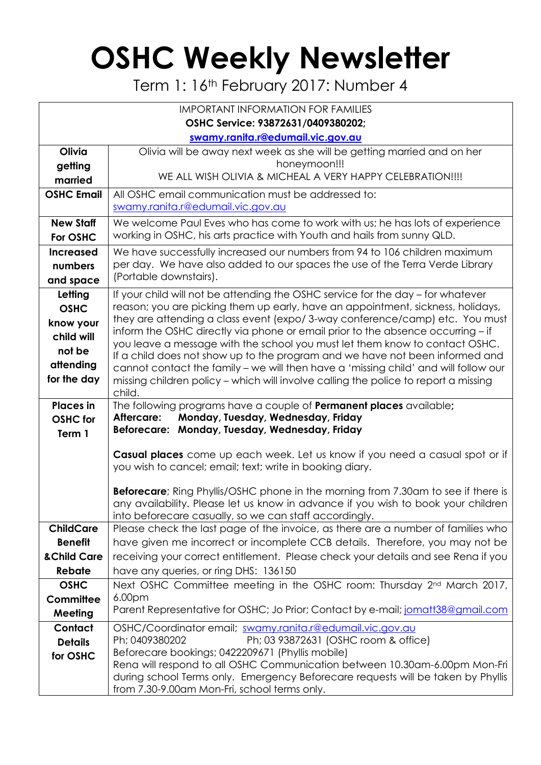# OSHC Weekly Newsletter

Term 1: 16th February 2017: Number 4

| IMPORTANT INFORMATION FOR FAMILIES<br>**OSHC Service: 93872631/0409380202;**<br>**swamy.ranita.r@edumail.vic.gov.au** | |
|---|---|
| **Olivia getting married** | Olivia will be away next week as she will be getting married and on her honeymoon!!!<br>WE ALL WISH OLIVIA & MICHEAL A VERY HAPPY CELEBRATION!!!! |
| **OSHC Email** | All OSHC email communication must be addressed to: swamy.ranita.r@edumail.vic.gov.au |
| **New Staff For OSHC** | We welcome Paul Eves who has come to work with us; he has lots of experience working in OSHC, his arts practice with Youth and hails from sunny QLD. |
| **Increased numbers and space** | We have successfully increased our numbers from 94 to 106 children maximum per day. We have also added to our spaces the use of the Terra Verde Library (Portable downstairs). |
| **Letting OSHC know your child will not be attending for the day** | If your child will not be attending the OSHC service for the day – for whatever reason; you are picking them up early, have an appointment, sickness, holidays, they are attending a class event (expo/ 3-way conference/camp) etc. You must inform the OSHC directly via phone or email prior to the absence occurring – if you leave a message with the school you must let them know to contact OSHC. If a child does not show up to the program and we have not been informed and cannot contact the family – we will then have a 'missing child' and will follow our missing children policy – which will involve calling the police to report a missing child. |
| **Places in OSHC for Term 1** | The following programs have a couple of **Permanent places** available**;**<br>**Aftercare: Monday, Tuesday, Wednesday, Friday**<br>**Beforecare: Monday, Tuesday, Wednesday, Friday**<br><br>**Casual places** come up each week. Let us know if you need a casual spot or if you wish to cancel; email; text; write in booking diary.<br><br>**Beforecare**; Ring Phyllis/OSHC phone in the morning from 7.30am to see if there is any availability. Please let us know in advance if you wish to book your children into beforecare casually, so we can staff accordingly. |
| **ChildCare Benefit &Child Care Rebate** | Please check the last page of the invoice, as there are a number of families who have given me incorrect or incomplete CCB details. Therefore, you may not be receiving your correct entitlement. Please check your details and see Rena if you have any queries, or ring DHS: 136150 |
| **OSHC Committee Meeting** | Next OSHC Committee meeting in the OSHC room: Thursday 2nd March 2017, 6.00pm<br>Parent Representative for OSHC; Jo Prior; Contact by e-mail; jomatt38@gmail.com |
| **Contact Details for OSHC** | OSHC/Coordinator email; swamy.ranita.r@edumail.vic.gov.au<br>Ph; 0409380202 Ph; 03 93872631 (OSHC room & office)<br>Beforecare bookings; 0422209671 (Phyllis mobile)<br>Rena will respond to all OSHC Communication between 10.30am-6.00pm Mon-Fri during school Terms only. Emergency Beforecare requests will be taken by Phyllis from 7.30-9.00am Mon-Fri, school terms only. |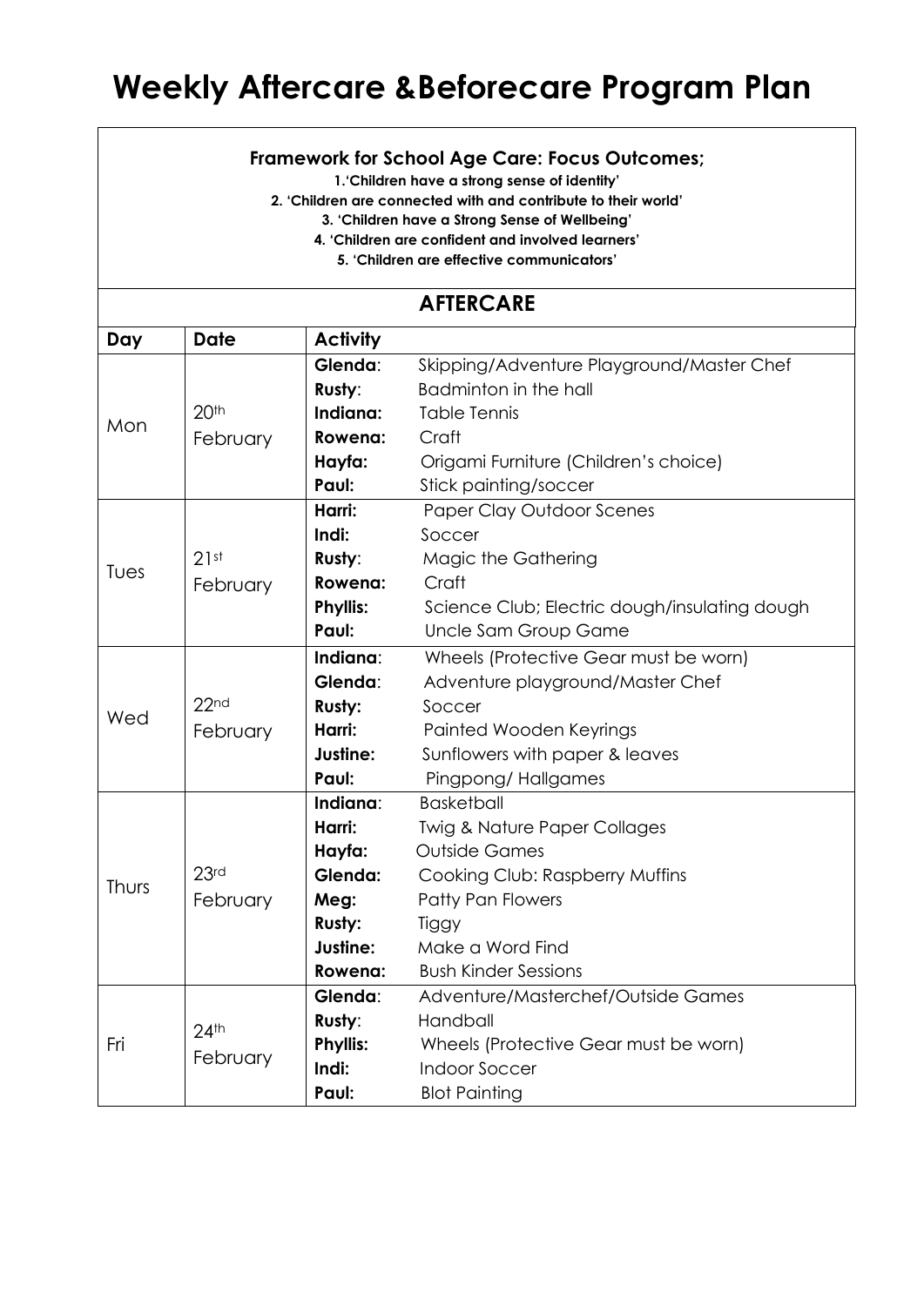# Weekly Aftercare &Beforecare Program Plan

**Framework for School Age Care: Focus Outcomes;**

**1.'Children have a strong sense of identity'**
**2. 'Children are connected with and contribute to their world'**
**3. 'Children have a Strong Sense of Wellbeing'**
**4. 'Children are confident and involved learners'**
**5. 'Children are effective communicators'**

## AFTERCARE

| Day | Date | Activity | |
|---|---|---|---|
| Mon | 20th February | **Glenda**: | Skipping/Adventure Playground/Master Chef |
| | | **Rusty**: | Badminton in the hall |
| | | **Indiana:** | Table Tennis |
| | | **Rowena:** | Craft |
| | | **Hayfa:** | Origami Furniture (Children's choice) |
| | | **Paul:** | Stick painting/soccer |
| Tues | 21st February | **Harri:** | Paper Clay Outdoor Scenes |
| | | **Indi:** | Soccer |
| | | **Rusty**: | Magic the Gathering |
| | | **Rowena:** | Craft |
| | | **Phyllis:** | Science Club; Electric dough/insulating dough |
| | | **Paul:** | Uncle Sam Group Game |
| Wed | 22nd February | **Indiana**: | Wheels (Protective Gear must be worn) |
| | | **Glenda**: | Adventure playground/Master Chef |
| | | **Rusty:** | Soccer |
| | | **Harri:** | Painted Wooden Keyrings |
| | | **Justine:** | Sunflowers with paper & leaves |
| | | **Paul:** | Pingpong/ Hallgames |
| Thurs | 23rd February | **Indiana**: | Basketball |
| | | **Harri:** | Twig & Nature Paper Collages |
| | | **Hayfa:** | Outside Games |
| | | **Glenda:** | Cooking Club: Raspberry Muffins |
| | | **Meg:** | Patty Pan Flowers |
| | | **Rusty:** | Tiggy |
| | | **Justine:** | Make a Word Find |
| | | **Rowena:** | Bush Kinder Sessions |
| Fri | 24th February | **Glenda**: | Adventure/Masterchef/Outside Games |
| | | **Rusty**: | Handball |
| | | **Phyllis:** | Wheels (Protective Gear must be worn) |
| | | **Indi:** | Indoor Soccer |
| | | **Paul:** | Blot Painting |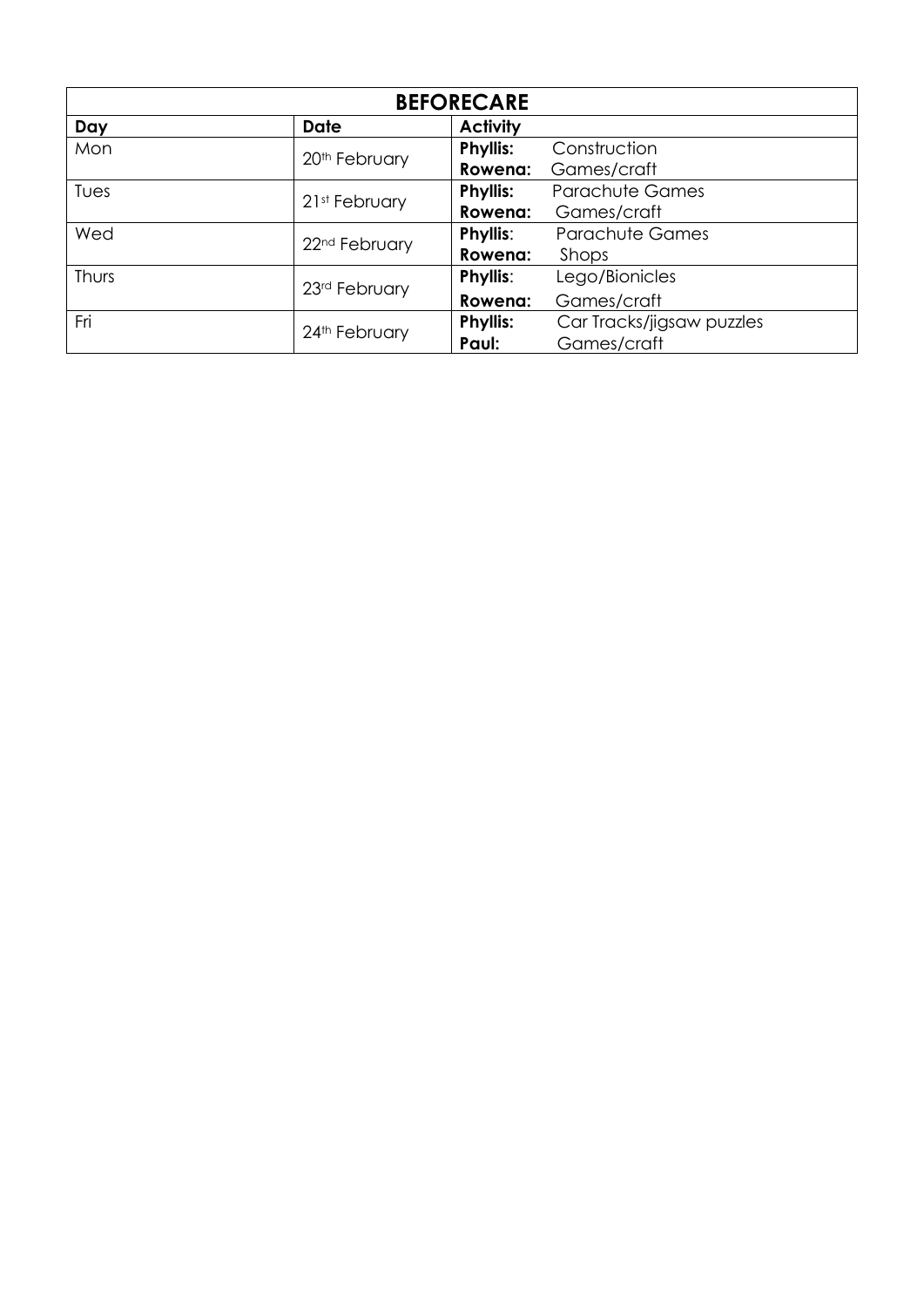| BEFORECARE | | |
|---|---|---|
| **Day** | **Date** | **Activity** |
| Mon | 20th February | **Phyllis:** Construction<br>**Rowena:** Games/craft |
| Tues | 21st February | **Phyllis:** Parachute Games<br>**Rowena:** Games/craft |
| Wed | 22nd February | **Phyllis**: Parachute Games<br>**Rowena:** Shops |
| Thurs | 23rd February | **Phyllis**: Lego/Bionicles<br>**Rowena:** Games/craft |
| Fri | 24th February | **Phyllis:** Car Tracks/jigsaw puzzles<br>**Paul:** Games/craft |